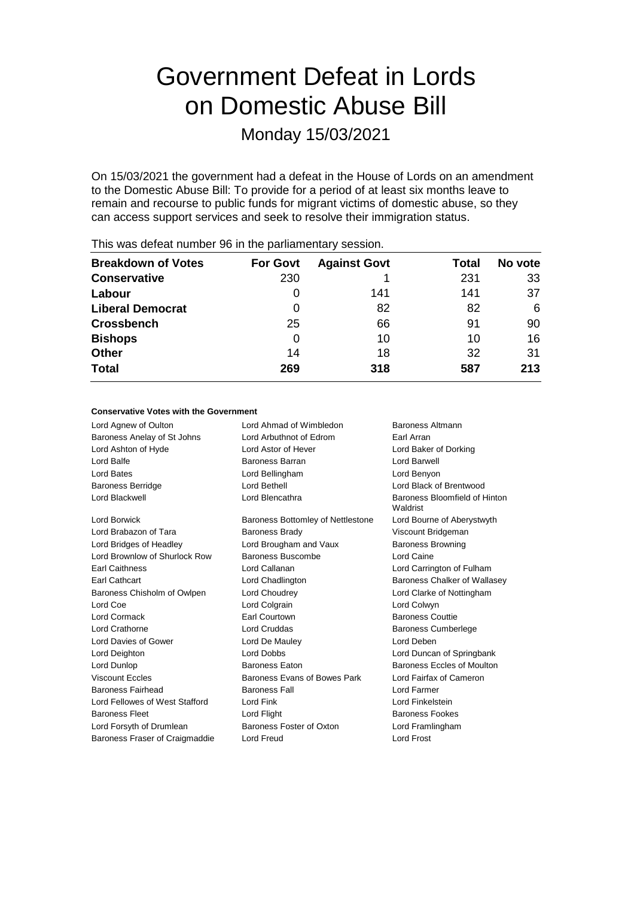# Government Defeat in Lords on Domestic Abuse Bill

Monday 15/03/2021

On 15/03/2021 the government had a defeat in the House of Lords on an amendment to the Domestic Abuse Bill: To provide for a period of at least six months leave to remain and recourse to public funds for migrant victims of domestic abuse, so they can access support services and seek to resolve their immigration status.

This was defeat number 96 in the parliamentary session.

| Breakdown of Votes | For Govt | Against Govt | Total | No vote |
|---|---|---|---|---|
| **Conservative** | 230 | 1 | 231 | 33 |
| **Labour** | 0 | 141 | 141 | 37 |
| **Liberal Democrat** | 0 | 82 | 82 | 6 |
| **Crossbench** | 25 | 66 | 91 | 90 |
| **Bishops** | 0 | 10 | 10 | 16 |
| **Other** | 14 | 18 | 32 | 31 |
| **Total** | **269** | **318** | **587** | **213** |

### Conservative Votes with the Government

| | | |
|---|---|---|
| Lord Agnew of Oulton | Lord Ahmad of Wimbledon | Baroness Altmann |
| Baroness Anelay of St Johns | Lord Arbuthnot of Edrom | Earl Arran |
| Lord Ashton of Hyde | Lord Astor of Hever | Lord Baker of Dorking |
| Lord Balfe | Baroness Barran | Lord Barwell |
| Lord Bates | Lord Bellingham | Lord Benyon |
| Baroness Berridge | Lord Bethell | Lord Black of Brentwood |
| Lord Blackwell | Lord Blencathra | Baroness Bloomfield of Hinton Waldrist |
| Lord Borwick | Baroness Bottomley of Nettlestone | Lord Bourne of Aberystwyth |
| Lord Brabazon of Tara | Baroness Brady | Viscount Bridgeman |
| Lord Bridges of Headley | Lord Brougham and Vaux | Baroness Browning |
| Lord Brownlow of Shurlock Row | Baroness Buscombe | Lord Caine |
| Earl Caithness | Lord Callanan | Lord Carrington of Fulham |
| Earl Cathcart | Lord Chadlington | Baroness Chalker of Wallasey |
| Baroness Chisholm of Owlpen | Lord Choudrey | Lord Clarke of Nottingham |
| Lord Coe | Lord Colgrain | Lord Colwyn |
| Lord Cormack | Earl Courtown | Baroness Couttie |
| Lord Crathorne | Lord Cruddas | Baroness Cumberlege |
| Lord Davies of Gower | Lord De Mauley | Lord Deben |
| Lord Deighton | Lord Dobbs | Lord Duncan of Springbank |
| Lord Dunlop | Baroness Eaton | Baroness Eccles of Moulton |
| Viscount Eccles | Baroness Evans of Bowes Park | Lord Fairfax of Cameron |
| Baroness Fairhead | Baroness Fall | Lord Farmer |
| Lord Fellowes of West Stafford | Lord Fink | Lord Finkelstein |
| Baroness Fleet | Lord Flight | Baroness Fookes |
| Lord Forsyth of Drumlean | Baroness Foster of Oxton | Lord Framlingham |
| Baroness Fraser of Craigmaddie | Lord Freud | Lord Frost |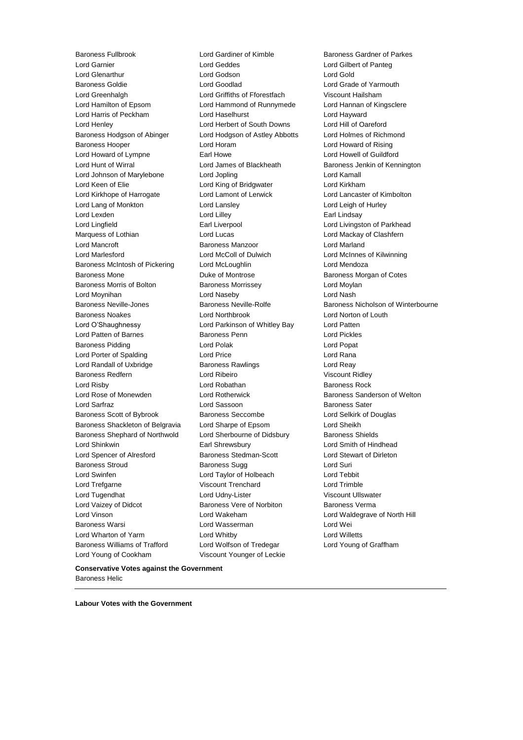Baroness Fullbrook Lord Gardiner of Kimble Baroness Gardner of Parkes
Lord Garnier Lord Geddes Lord Gilbert of Panteg
Lord Glenarthur Lord Godson Lord Gold
Baroness Goldie Lord Goodlad Lord Grade of Yarmouth
Lord Greenhalgh Lord Griffiths of Fforestfach Viscount Hailsham
Lord Hamilton of Epsom Lord Hammond of Runnymede Lord Hannan of Kingsclere
Lord Harris of Peckham Lord Haselhurst Lord Hayward
Lord Henley Lord Herbert of South Downs Lord Hill of Oareford
Baroness Hodgson of Abinger Lord Hodgson of Astley Abbotts Lord Holmes of Richmond
Baroness Hooper Lord Horam Lord Howard of Rising
Lord Howard of Lympne Earl Howe Lord Howell of Guildford
Lord Hunt of Wirral Lord James of Blackheath Baroness Jenkin of Kennington
Lord Johnson of Marylebone Lord Jopling Lord Kamall
Lord Keen of Elie Lord King of Bridgwater Lord Kirkham
Lord Kirkhope of Harrogate Lord Lamont of Lerwick Lord Lancaster of Kimbolton
Lord Lang of Monkton Lord Lansley Lord Leigh of Hurley
Lord Lexden Lord Lilley Earl Lindsay
Lord Lingfield Earl Liverpool Lord Livingston of Parkhead
Marquess of Lothian Lord Lucas Lord Mackay of Clashfern
Lord Mancroft Baroness Manzoor Lord Marland
Lord Marlesford Lord McColl of Dulwich Lord McInnes of Kilwinning
Baroness McIntosh of Pickering Lord McLoughlin Lord Mendoza
Baroness Mone Duke of Montrose Baroness Morgan of Cotes
Baroness Morris of Bolton Baroness Morrissey Lord Moylan
Lord Moynihan Lord Naseby Lord Nash
Baroness Neville-Jones Baroness Neville-Rolfe Baroness Nicholson of Winterbourne
Baroness Noakes Lord Northbrook Lord Norton of Louth
Lord O'Shaughnessy Lord Parkinson of Whitley Bay Lord Patten
Lord Patten of Barnes Baroness Penn Lord Pickles
Baroness Pidding Lord Polak Lord Popat
Lord Porter of Spalding Lord Price Lord Rana
Lord Randall of Uxbridge Baroness Rawlings Lord Reay
Baroness Redfern Lord Ribeiro Viscount Ridley
Lord Risby Lord Robathan Baroness Rock
Lord Rose of Monewden Lord Rotherwick Baroness Sanderson of Welton
Lord Sarfraz Lord Sassoon Baroness Sater
Baroness Scott of Bybrook Baroness Seccombe Lord Selkirk of Douglas
Baroness Shackleton of Belgravia Lord Sharpe of Epsom Lord Sheikh
Baroness Shephard of Northwold Lord Sherbourne of Didsbury Baroness Shields
Lord Shinkwin Earl Shrewsbury Lord Smith of Hindhead
Lord Spencer of Alresford Baroness Stedman-Scott Lord Stewart of Dirleton
Baroness Stroud Baroness Sugg Lord Suri
Lord Swinfen Lord Taylor of Holbeach Lord Tebbit
Lord Trefgarne Viscount Trenchard Lord Trimble
Lord Tugendhat Lord Udny-Lister Viscount Ullswater
Lord Vaizey of Didcot Baroness Vere of Norbiton Baroness Verma
Lord Vinson Lord Wakeham Lord Waldegrave of North Hill
Baroness Warsi Lord Wasserman Lord Wei
Lord Wharton of Yarm Lord Whitby Lord Willetts
Baroness Williams of Trafford Lord Wolfson of Tredegar Lord Young of Graffham
Lord Young of Cookham Viscount Younger of Leckie

**Conservative Votes against the Government**

Baroness Helic

---

**Labour Votes with the Government**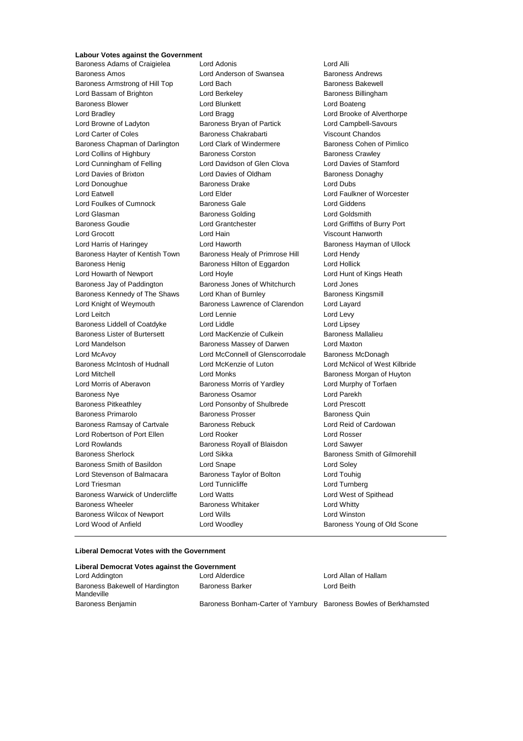**Labour Votes against the Government**

Baroness Adams of Craigielea, Lord Adonis, Lord Alli, Baroness Amos, Lord Anderson of Swansea, Baroness Andrews, Baroness Armstrong of Hill Top, Lord Bach, Baroness Bakewell, Lord Bassam of Brighton, Lord Berkeley, Baroness Billingham, Baroness Blower, Lord Blunkett, Lord Boateng, Lord Bradley, Lord Bragg, Lord Brooke of Alverthorpe, Lord Browne of Ladyton, Baroness Bryan of Partick, Lord Campbell-Savours, Lord Carter of Coles, Baroness Chakrabarti, Viscount Chandos, Baroness Chapman of Darlington, Lord Clark of Windermere, Baroness Cohen of Pimlico, Lord Collins of Highbury, Baroness Corston, Baroness Crawley, Lord Cunningham of Felling, Lord Davidson of Glen Clova, Lord Davies of Stamford, Lord Davies of Brixton, Lord Davies of Oldham, Baroness Donaghy, Lord Donoughue, Baroness Drake, Lord Dubs, Lord Eatwell, Lord Elder, Lord Faulkner of Worcester, Lord Foulkes of Cumnock, Baroness Gale, Lord Giddens, Lord Glasman, Baroness Golding, Lord Goldsmith, Baroness Goudie, Lord Grantchester, Lord Griffiths of Burry Port, Lord Grocott, Lord Hain, Viscount Hanworth, Lord Harris of Haringey, Lord Haworth, Baroness Hayman of Ullock, Baroness Hayter of Kentish Town, Baroness Healy of Primrose Hill, Lord Hendy, Baroness Henig, Baroness Hilton of Eggardon, Lord Hollick, Lord Howarth of Newport, Lord Hoyle, Lord Hunt of Kings Heath, Baroness Jay of Paddington, Baroness Jones of Whitchurch, Lord Jones, Baroness Kennedy of The Shaws, Lord Khan of Burnley, Baroness Kingsmill, Lord Knight of Weymouth, Baroness Lawrence of Clarendon, Lord Layard, Lord Leitch, Lord Lennie, Lord Levy, Baroness Liddell of Coatdyke, Lord Liddle, Lord Lipsey, Baroness Lister of Burtersett, Lord MacKenzie of Culkein, Baroness Mallalieu, Lord Mandelson, Baroness Massey of Darwen, Lord Maxton, Lord McAvoy, Lord McConnell of Glenscorrodale, Baroness McDonagh, Baroness McIntosh of Hudnall, Lord McKenzie of Luton, Lord McNicol of West Kilbride, Lord Mitchell, Lord Monks, Baroness Morgan of Huyton, Lord Morris of Aberavon, Baroness Morris of Yardley, Lord Murphy of Torfaen, Baroness Nye, Baroness Osamor, Lord Parekh, Baroness Pitkeathley, Lord Ponsonby of Shulbrede, Lord Prescott, Baroness Primarolo, Baroness Prosser, Baroness Quin, Baroness Ramsay of Cartvale, Baroness Rebuck, Lord Reid of Cardowan, Lord Robertson of Port Ellen, Lord Rooker, Lord Rosser, Lord Rowlands, Baroness Royall of Blaisdon, Lord Sawyer, Baroness Sherlock, Lord Sikka, Baroness Smith of Gilmorehill, Baroness Smith of Basildon, Lord Snape, Lord Soley, Lord Stevenson of Balmacara, Baroness Taylor of Bolton, Lord Touhig, Lord Triesman, Lord Tunnicliffe, Lord Turnberg, Baroness Warwick of Undercliffe, Lord Watts, Lord West of Spithead, Baroness Wheeler, Baroness Whitaker, Lord Whitty, Baroness Wilcox of Newport, Lord Wills, Lord Winston, Lord Wood of Anfield, Lord Woodley, Baroness Young of Old Scone

**Liberal Democrat Votes with the Government**

**Liberal Democrat Votes against the Government**

Lord Addington, Lord Alderdice, Lord Allan of Hallam, Baroness Bakewell of Hardington Mandeville, Baroness Barker, Lord Beith, Baroness Benjamin, Baroness Bonham-Carter of Yarnbury, Baroness Bowles of Berkhamsted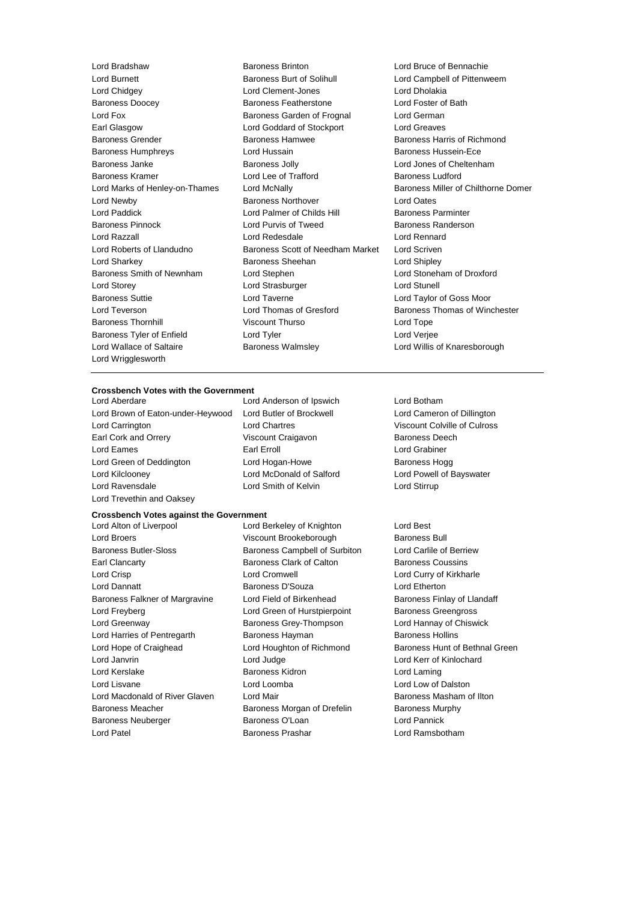Lord Bradshaw
Baroness Brinton
Lord Bruce of Bennachie
Lord Burnett
Baroness Burt of Solihull
Lord Campbell of Pittenweem
Lord Chidgey
Lord Clement-Jones
Lord Dholakia
Baroness Doocey
Baroness Featherstone
Lord Foster of Bath
Lord Fox
Baroness Garden of Frognal
Lord German
Earl Glasgow
Lord Goddard of Stockport
Lord Greaves
Baroness Grender
Baroness Hamwee
Baroness Harris of Richmond
Baroness Humphreys
Lord Hussain
Baroness Hussein-Ece
Baroness Janke
Baroness Jolly
Lord Jones of Cheltenham
Baroness Kramer
Lord Lee of Trafford
Baroness Ludford
Lord Marks of Henley-on-Thames
Lord McNally
Baroness Miller of Chilthorne Domer
Lord Newby
Baroness Northover
Lord Oates
Lord Paddick
Lord Palmer of Childs Hill
Baroness Parminter
Baroness Pinnock
Lord Purvis of Tweed
Baroness Randerson
Lord Razzall
Lord Redesdale
Lord Rennard
Lord Roberts of Llandudno
Baroness Scott of Needham Market
Lord Scriven
Lord Sharkey
Baroness Sheehan
Lord Shipley
Baroness Smith of Newnham
Lord Stephen
Lord Stoneham of Droxford
Lord Storey
Lord Strasburger
Lord Stunell
Baroness Suttie
Lord Taverne
Lord Taylor of Goss Moor
Lord Teverson
Lord Thomas of Gresford
Baroness Thomas of Winchester
Baroness Thornhill
Viscount Thurso
Lord Tope
Baroness Tyler of Enfield
Lord Tyler
Lord Verjee
Lord Wallace of Saltaire
Baroness Walmsley
Lord Willis of Knaresborough
Lord Wrigglesworth

---

**Crossbench Votes with the Government**

Lord Aberdare
Lord Anderson of Ipswich
Lord Botham
Lord Brown of Eaton-under-Heywood
Lord Butler of Brockwell
Lord Cameron of Dillington
Lord Carrington
Lord Chartres
Viscount Colville of Culross
Earl Cork and Orrery
Viscount Craigavon
Baroness Deech
Lord Eames
Earl Erroll
Lord Grabiner
Lord Green of Deddington
Lord Hogan-Howe
Baroness Hogg
Lord Kilclooney
Lord McDonald of Salford
Lord Powell of Bayswater
Lord Ravensdale
Lord Smith of Kelvin
Lord Stirrup
Lord Trevethin and Oaksey

**Crossbench Votes against the Government**

Lord Alton of Liverpool
Lord Berkeley of Knighton
Lord Best
Lord Broers
Viscount Brookeborough
Baroness Bull
Baroness Butler-Sloss
Baroness Campbell of Surbiton
Lord Carlile of Berriew
Earl Clancarty
Baroness Clark of Calton
Baroness Coussins
Lord Crisp
Lord Cromwell
Lord Curry of Kirkharle
Lord Dannatt
Baroness D'Souza
Lord Etherton
Baroness Falkner of Margravine
Lord Field of Birkenhead
Baroness Finlay of Llandaff
Lord Freyberg
Lord Green of Hurstpierpoint
Baroness Greengross
Lord Greenway
Baroness Grey-Thompson
Lord Hannay of Chiswick
Lord Harries of Pentregarth
Baroness Hayman
Baroness Hollins
Lord Hope of Craighead
Lord Houghton of Richmond
Baroness Hunt of Bethnal Green
Lord Janvrin
Lord Judge
Lord Kerr of Kinlochard
Lord Kerslake
Baroness Kidron
Lord Laming
Lord Lisvane
Lord Loomba
Lord Low of Dalston
Lord Macdonald of River Glaven
Lord Mair
Baroness Masham of Ilton
Baroness Meacher
Baroness Morgan of Drefelin
Baroness Murphy
Baroness Neuberger
Baroness O'Loan
Lord Pannick
Lord Patel
Baroness Prashar
Lord Ramsbotham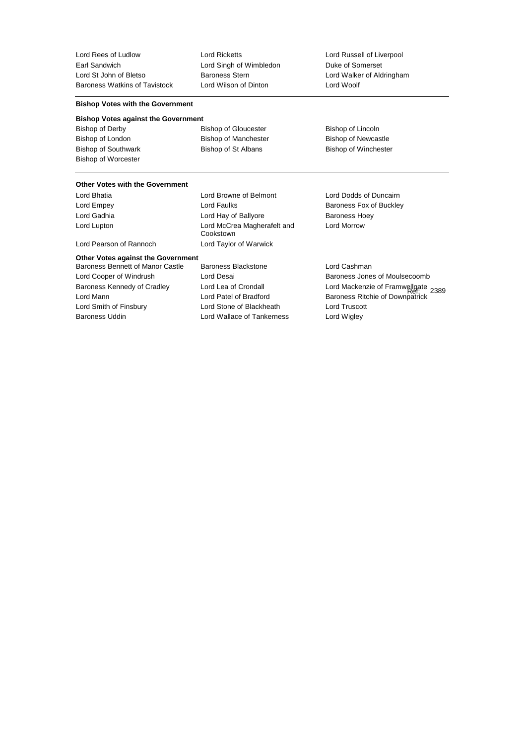Lord Rees of Ludlow
Lord Ricketts
Lord Russell of Liverpool
Earl Sandwich
Lord Singh of Wimbledon
Duke of Somerset
Lord St John of Bletso
Baroness Stern
Lord Walker of Aldringham
Baroness Watkins of Tavistock
Lord Wilson of Dinton
Lord Woolf

**Bishop Votes with the Government**

**Bishop Votes against the Government**

Bishop of Derby
Bishop of Gloucester
Bishop of Lincoln
Bishop of London
Bishop of Manchester
Bishop of Newcastle
Bishop of Southwark
Bishop of St Albans
Bishop of Winchester
Bishop of Worcester

**Other Votes with the Government**

Lord Bhatia
Lord Browne of Belmont
Lord Dodds of Duncairn
Lord Empey
Lord Faulks
Baroness Fox of Buckley
Lord Gadhia
Lord Hay of Ballyore
Baroness Hoey
Lord Lupton
Lord McCrea Magherafelt and Cookstown
Lord Morrow
Lord Pearson of Rannoch
Lord Taylor of Warwick

**Other Votes against the Government**

Baroness Bennett of Manor Castle
Baroness Blackstone
Lord Cashman
Lord Cooper of Windrush
Lord Desai
Baroness Jones of Moulsecoomb
Baroness Kennedy of Cradley
Lord Lea of Crondall
Lord Mackenzie of Framwellgate
Lord Mann
Lord Patel of Bradford
Baroness Ritchie of Downpatrick
Lord Smith of Finsbury
Lord Stone of Blackheath
Lord Truscott
Baroness Uddin
Lord Wallace of Tankerness
Lord Wigley

Ref: 2389